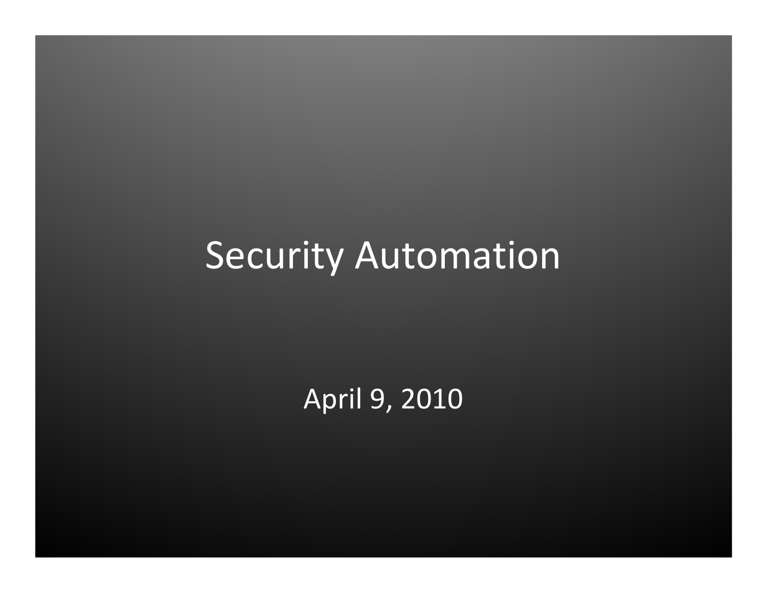# Security Automation

April 9, 2010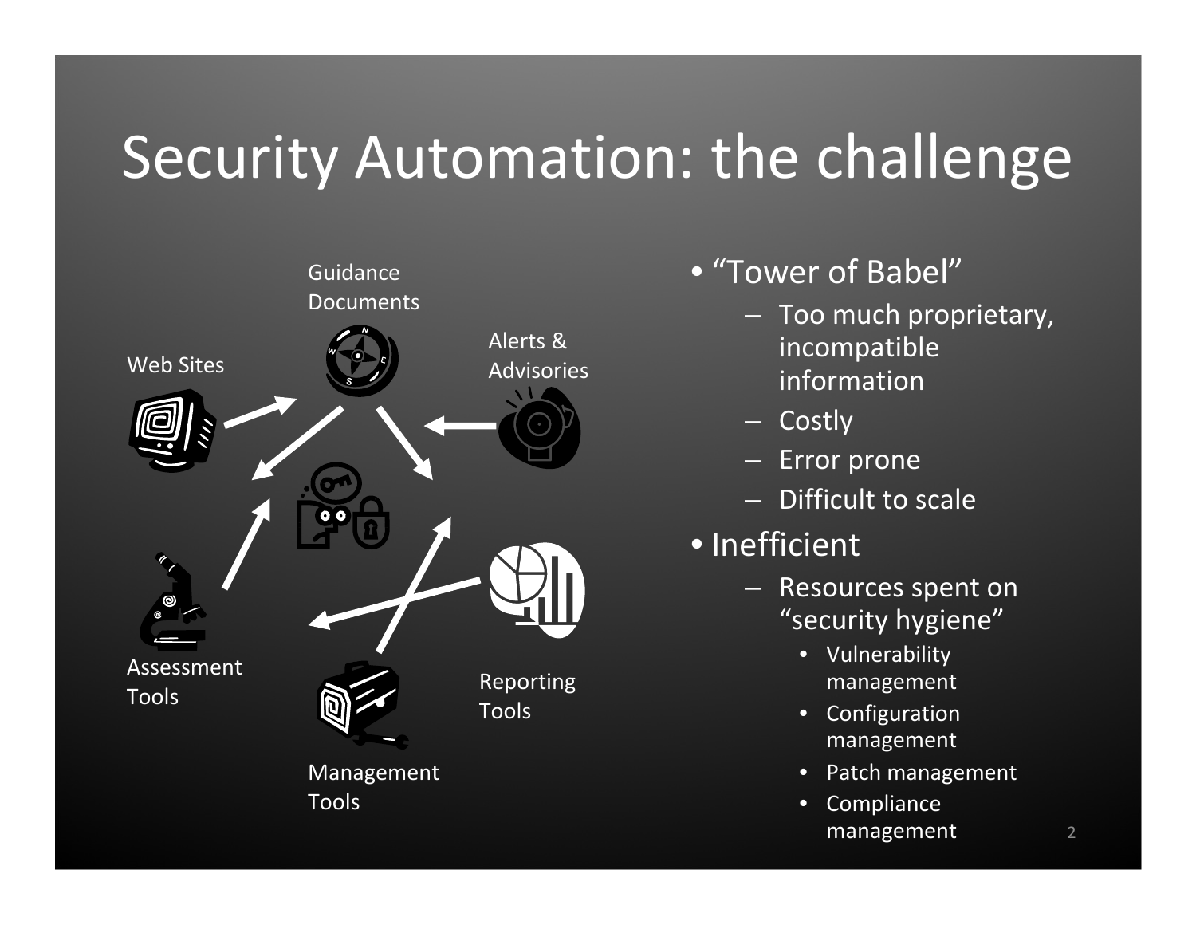# Security Automation: the challenge

Guidance Documents

Web Sites

Alerts & Advisories

Assessment Tools

Reporting Tools

Management Tools

- "Tower of Babel"
  - Too much proprietary, incompatible information
  - Costly
  - Error prone
  - Difficult to scale
- Inefficient
  - Resources spent on "security hygiene"
    - Vulnerability management
    - Configuration management
    - Patch management
    - Compliance management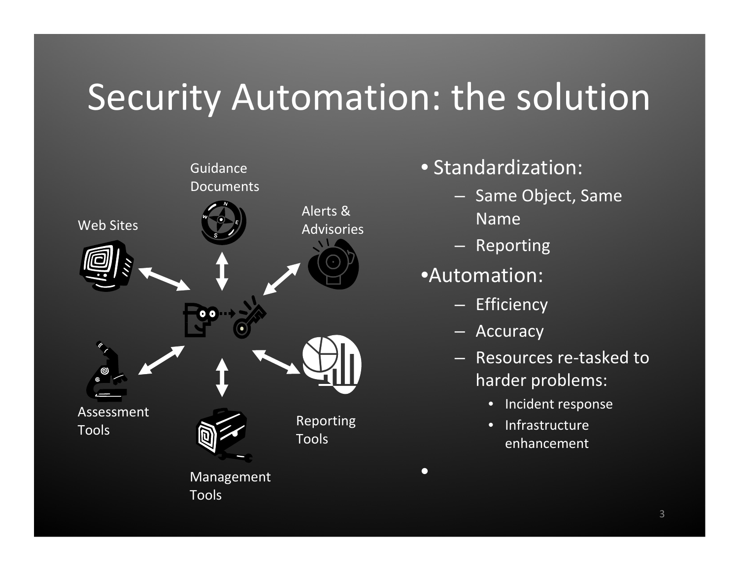# Security Automation: the solution

Guidance Documents

Web Sites

Alerts & Advisories

Assessment Tools

Management Tools

Reporting Tools

- Standardization:
  - Same Object, Same Name
  - Reporting
- Automation:
  - Efficiency
  - Accuracy
  - Resources re-tasked to harder problems:
    - Incident response
    - Infrastructure enhancement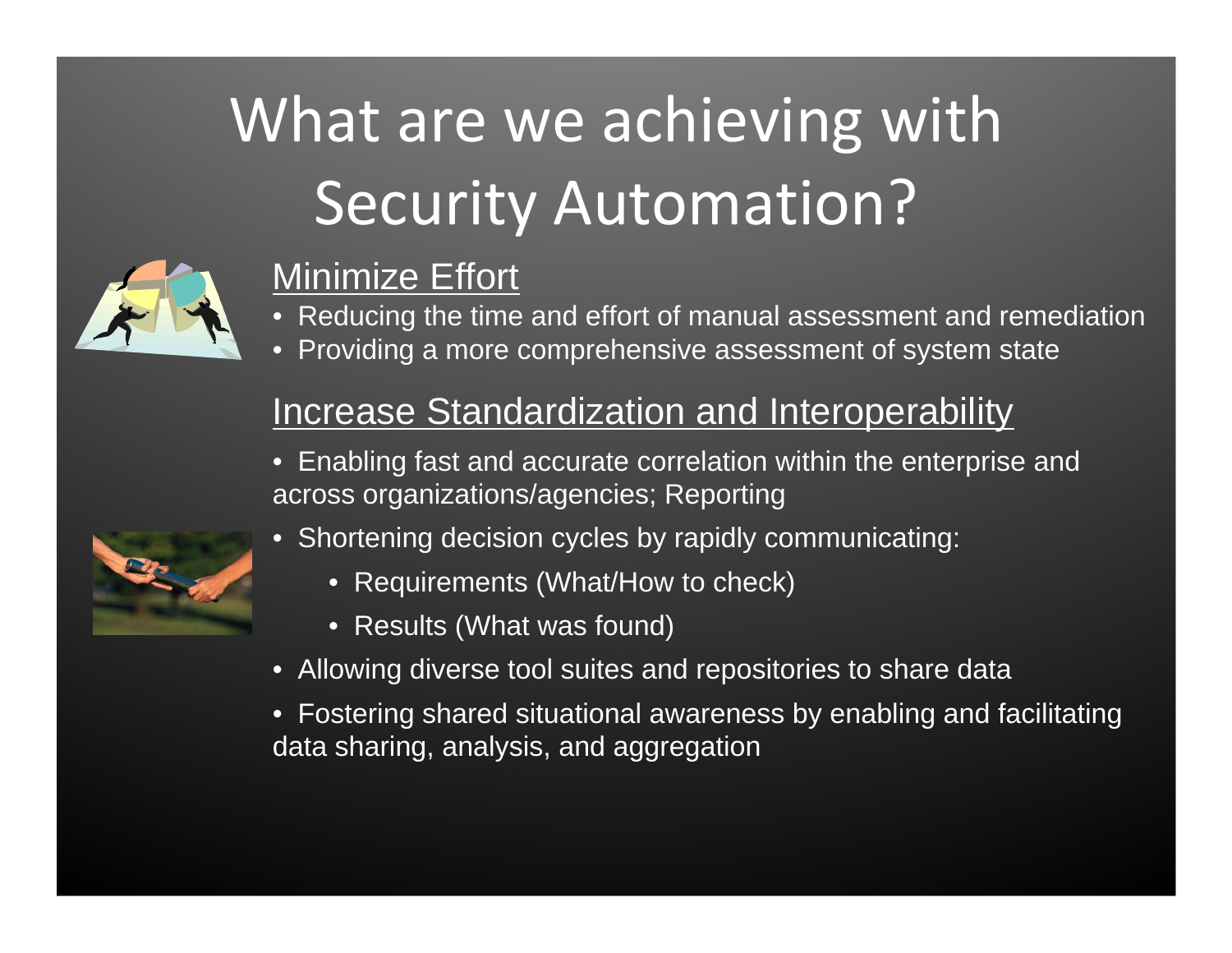# What are we achieving with Security Automation?

## Minimize Effort

- Reducing the time and effort of manual assessment and remediation
- Providing a more comprehensive assessment of system state

## Increase Standardization and Interoperability

- Enabling fast and accurate correlation within the enterprise and across organizations/agencies; Reporting
- Shortening decision cycles by rapidly communicating:
  - Requirements (What/How to check)
  - Results (What was found)
- Allowing diverse tool suites and repositories to share data
- Fostering shared situational awareness by enabling and facilitating data sharing, analysis, and aggregation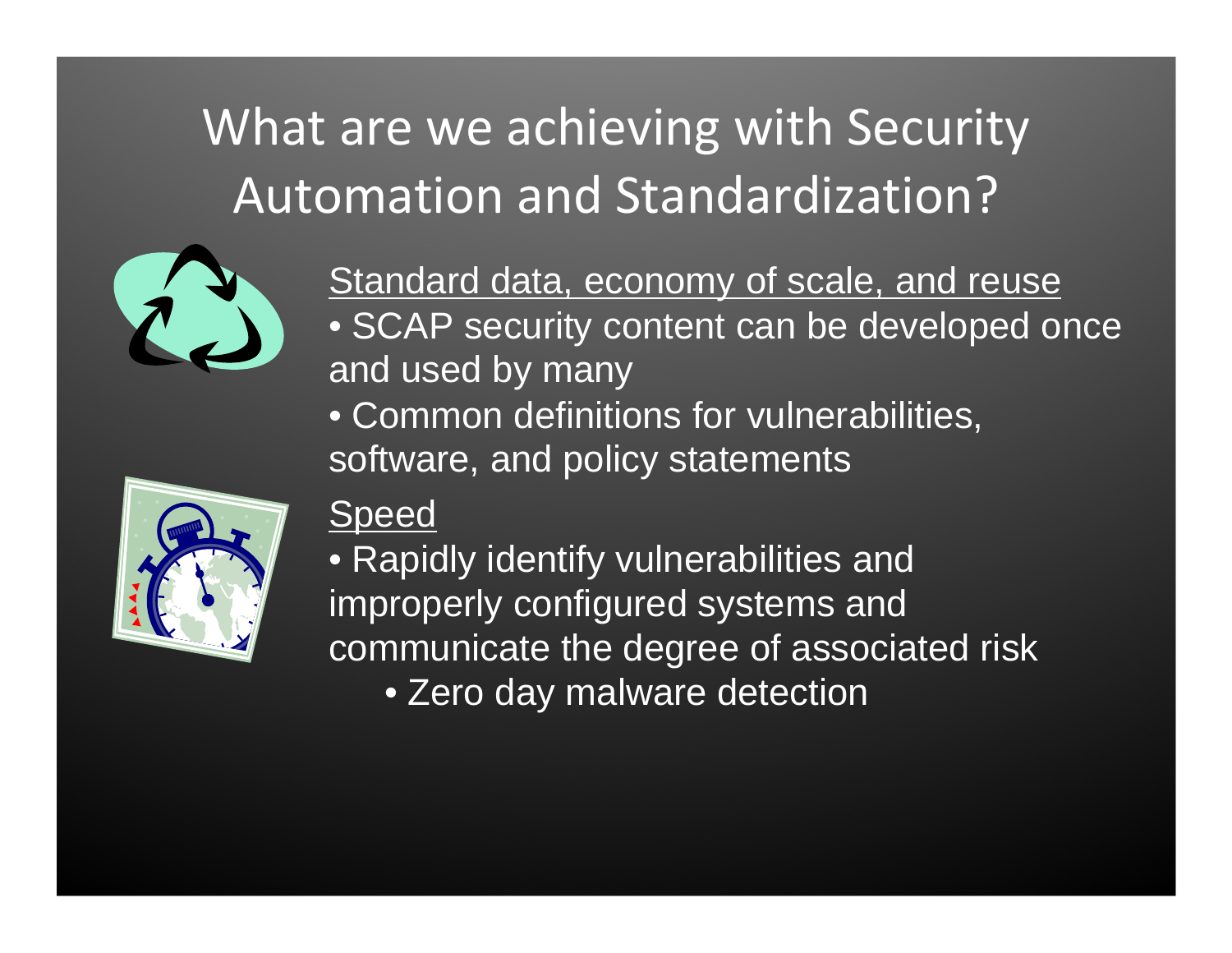# What are we achieving with Security Automation and Standardization?

<u>Standard data, economy of scale, and reuse</u>

- SCAP security content can be developed once and used by many
- Common definitions for vulnerabilities, software, and policy statements

<u>Speed</u>

- Rapidly identify vulnerabilities and improperly configured systems and communicate the degree of associated risk
  - Zero day malware detection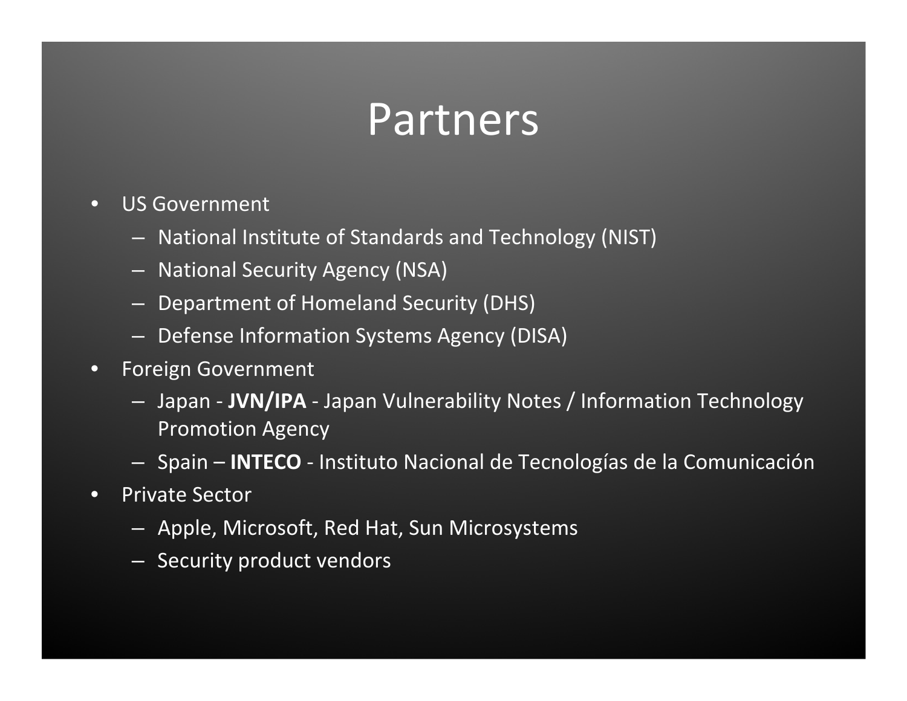# Partners

- US Government
  - National Institute of Standards and Technology (NIST)
  - National Security Agency (NSA)
  - Department of Homeland Security (DHS)
  - Defense Information Systems Agency (DISA)
- Foreign Government
  - Japan - **JVN/IPA** - Japan Vulnerability Notes / Information Technology Promotion Agency
  - Spain – **INTECO** - Instituto Nacional de Tecnologías de la Comunicación
- Private Sector
  - Apple, Microsoft, Red Hat, Sun Microsystems
  - Security product vendors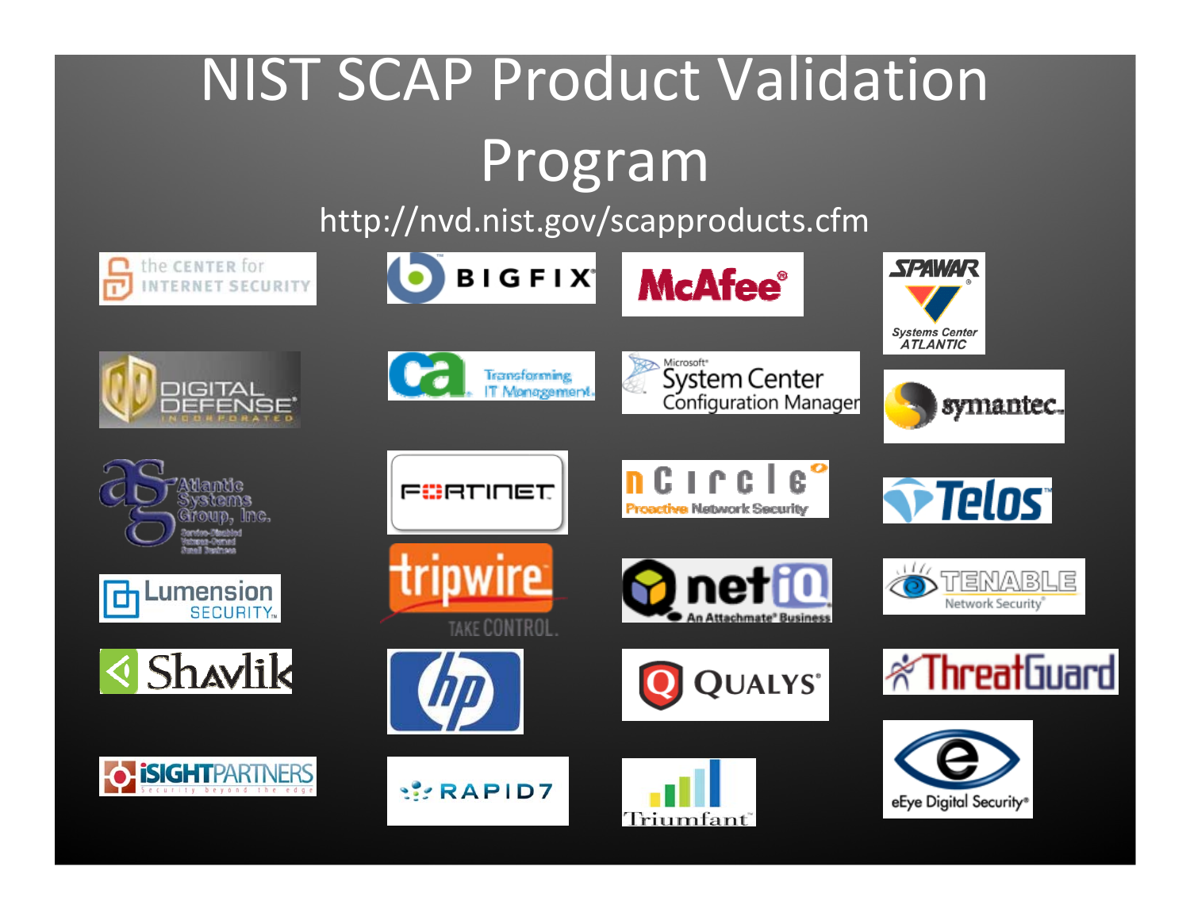# NIST SCAP Product Validation Program

http://nvd.nist.gov/scapproducts.cfm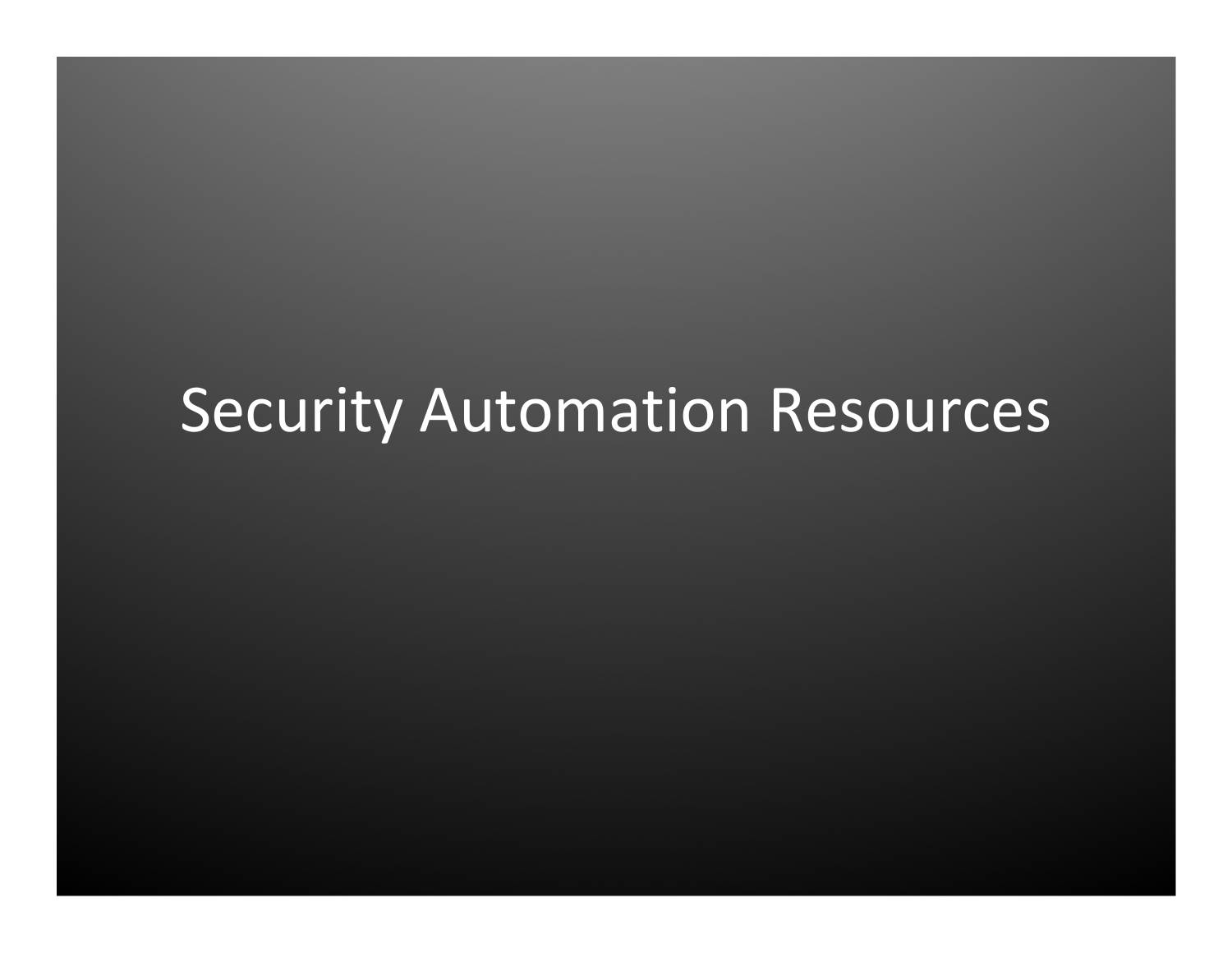# Security Automation Resources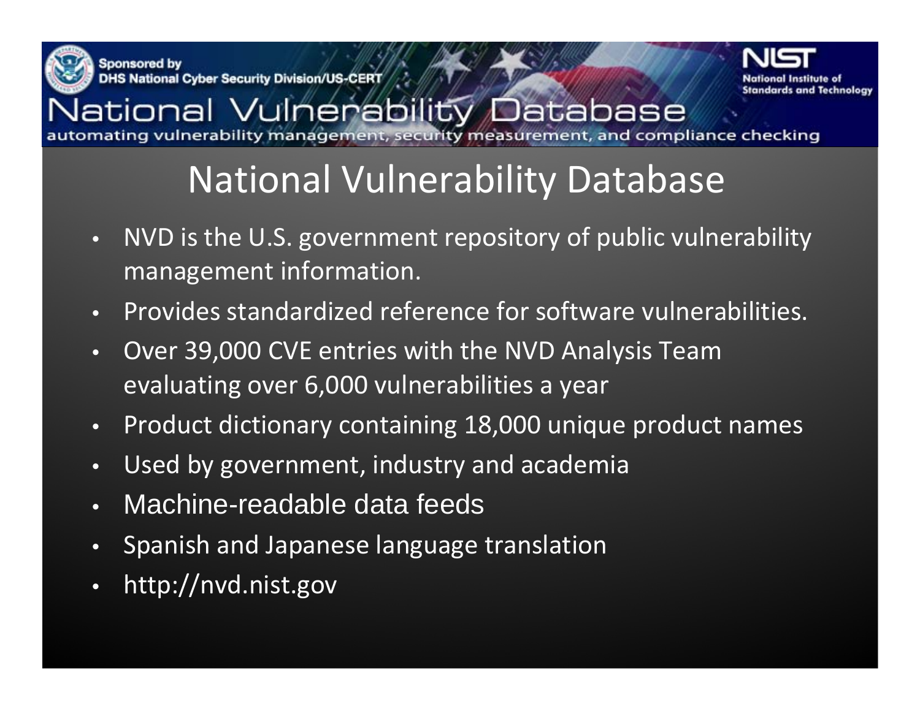Sponsored by
DHS National Cyber Security Division/US-CERT

NIST
National Institute of Standards and Technology

National Vulnerability Database
automating vulnerability management, security measurement, and compliance checking

# National Vulnerability Database

- NVD is the U.S. government repository of public vulnerability management information.
- Provides standardized reference for software vulnerabilities.
- Over 39,000 CVE entries with the NVD Analysis Team evaluating over 6,000 vulnerabilities a year
- Product dictionary containing 18,000 unique product names
- Used by government, industry and academia
- Machine-readable data feeds
- Spanish and Japanese language translation
- http://nvd.nist.gov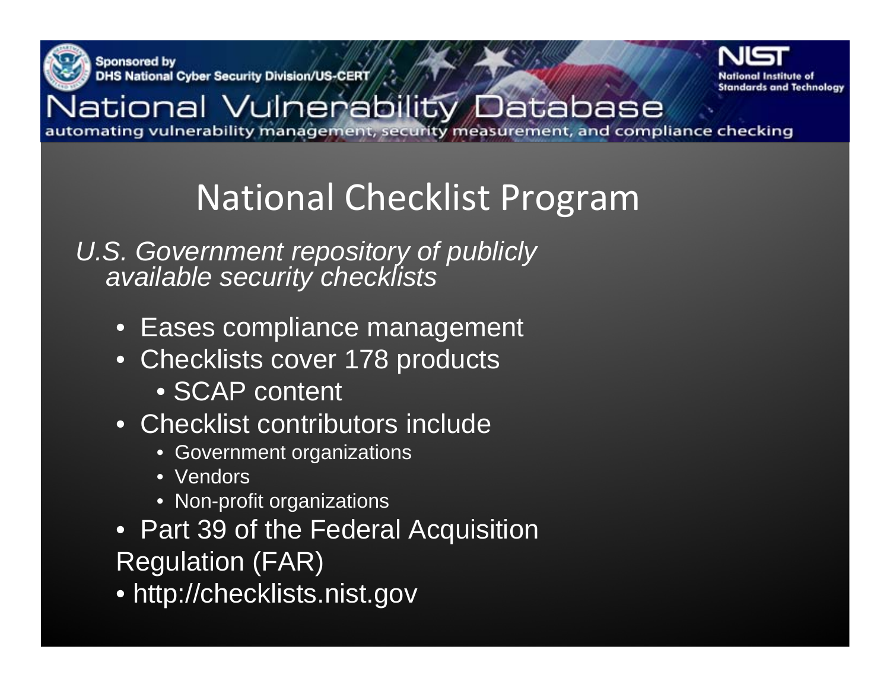# National Checklist Program

*U.S. Government repository of publicly available security checklists*

- Eases compliance management
- Checklists cover 178 products
  - SCAP content
- Checklist contributors include
  - Government organizations
  - Vendors
  - Non-profit organizations
- Part 39 of the Federal Acquisition Regulation (FAR)
- http://checklists.nist.gov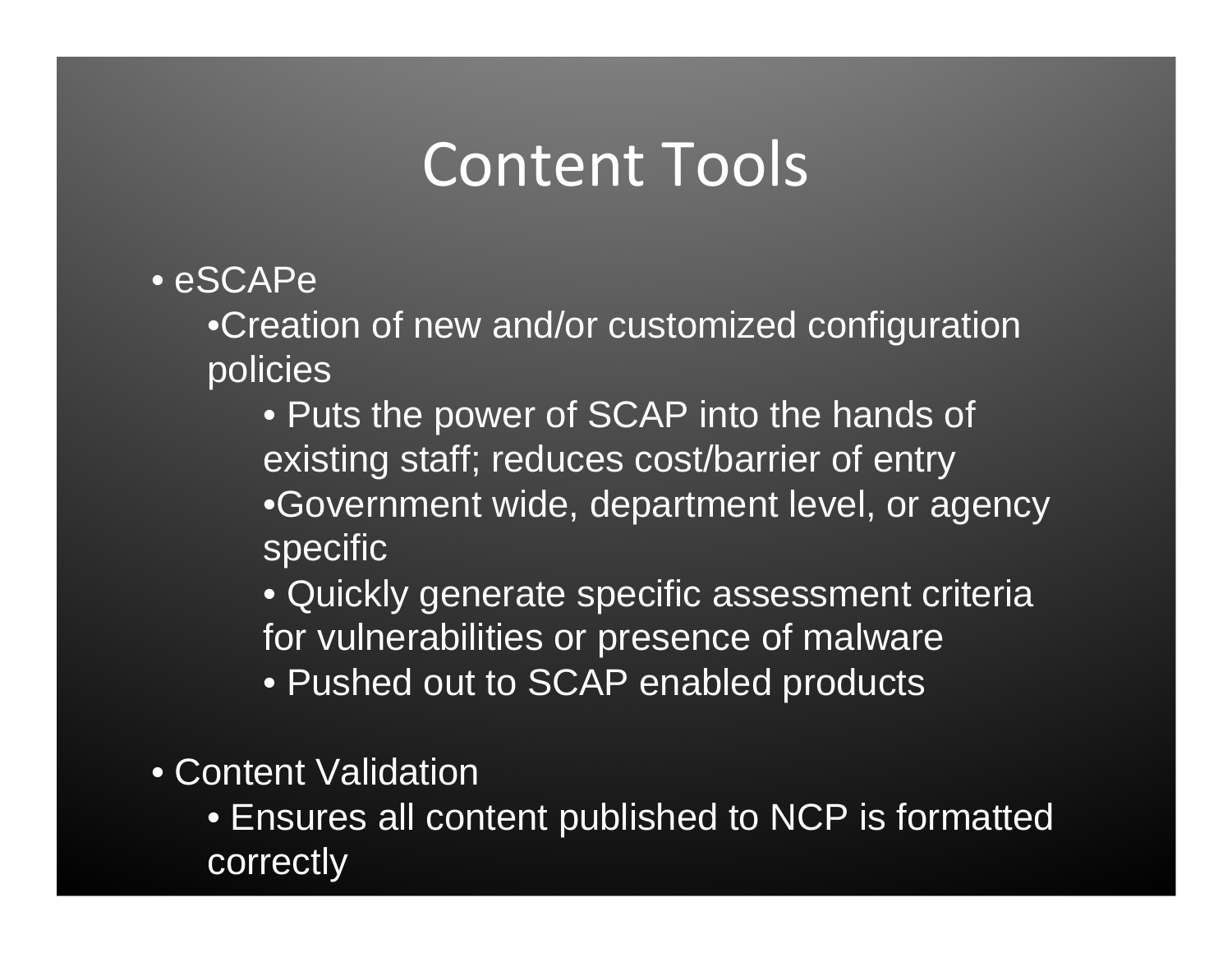# Content Tools

- eSCAPe
  - Creation of new and/or customized configuration policies
    - Puts the power of SCAP into the hands of existing staff; reduces cost/barrier of entry
    - Government wide, department level, or agency specific
    - Quickly generate specific assessment criteria for vulnerabilities or presence of malware
    - Pushed out to SCAP enabled products
- Content Validation
  - Ensures all content published to NCP is formatted correctly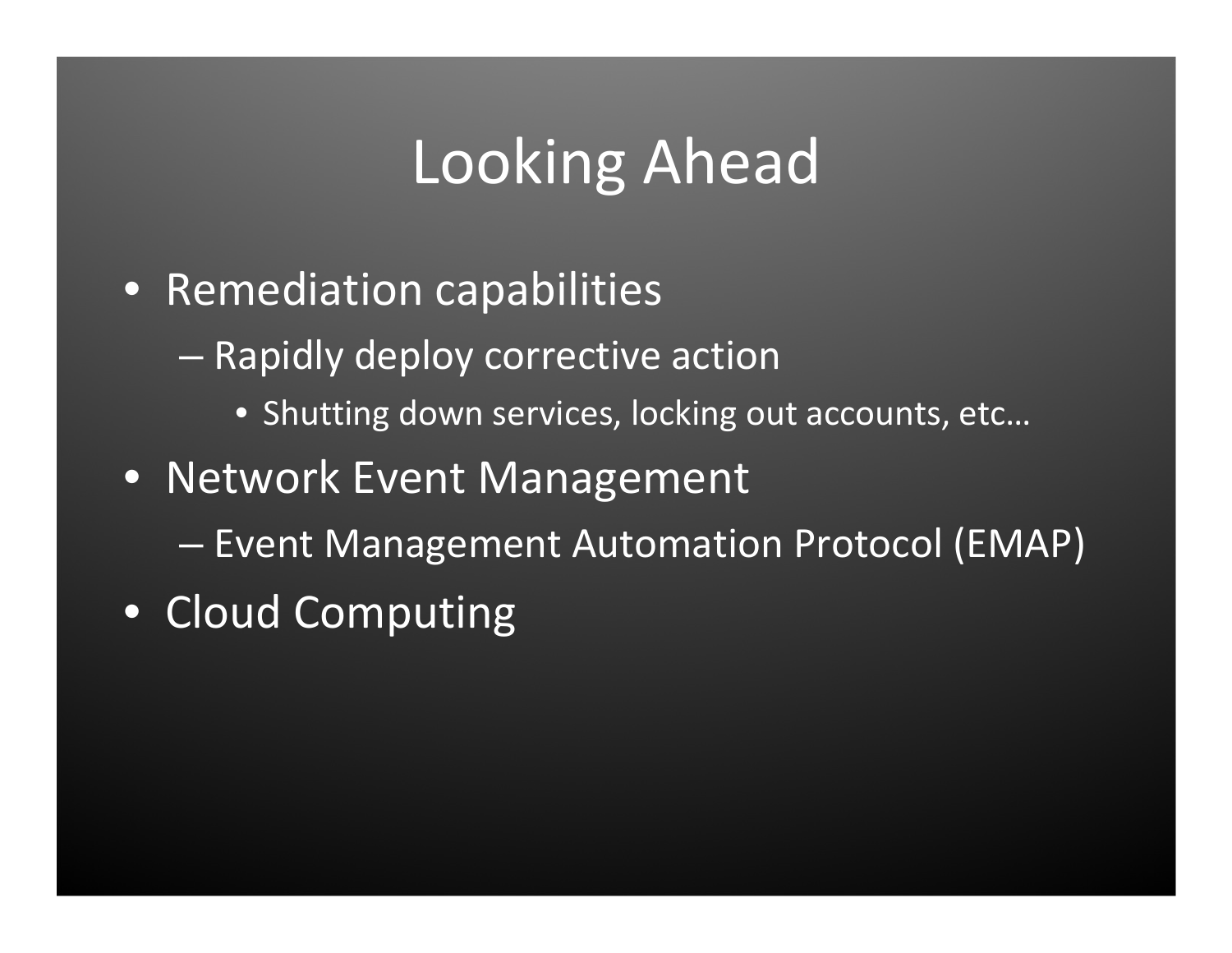# Looking Ahead

- Remediation capabilities
  - Rapidly deploy corrective action
    - Shutting down services, locking out accounts, etc…
- Network Event Management
  - Event Management Automation Protocol (EMAP)
- Cloud Computing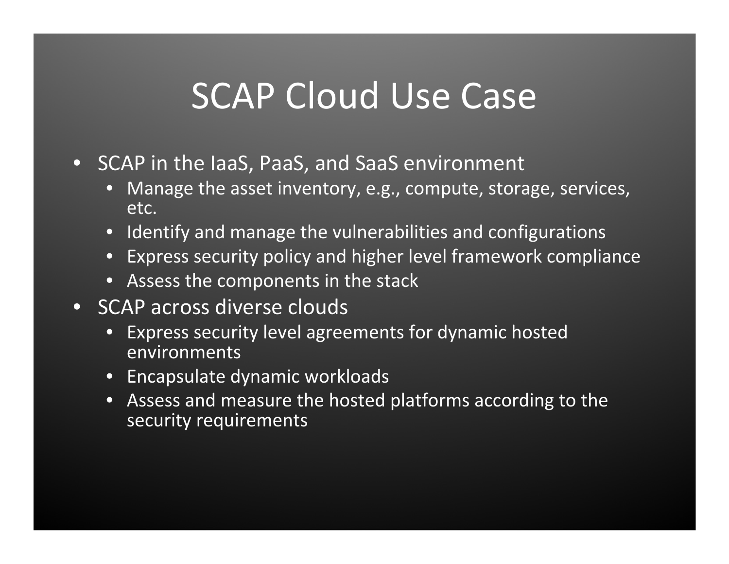# SCAP Cloud Use Case

- SCAP in the IaaS, PaaS, and SaaS environment
  - Manage the asset inventory, e.g., compute, storage, services, etc.
  - Identify and manage the vulnerabilities and configurations
  - Express security policy and higher level framework compliance
  - Assess the components in the stack
- SCAP across diverse clouds
  - Express security level agreements for dynamic hosted environments
  - Encapsulate dynamic workloads
  - Assess and measure the hosted platforms according to the security requirements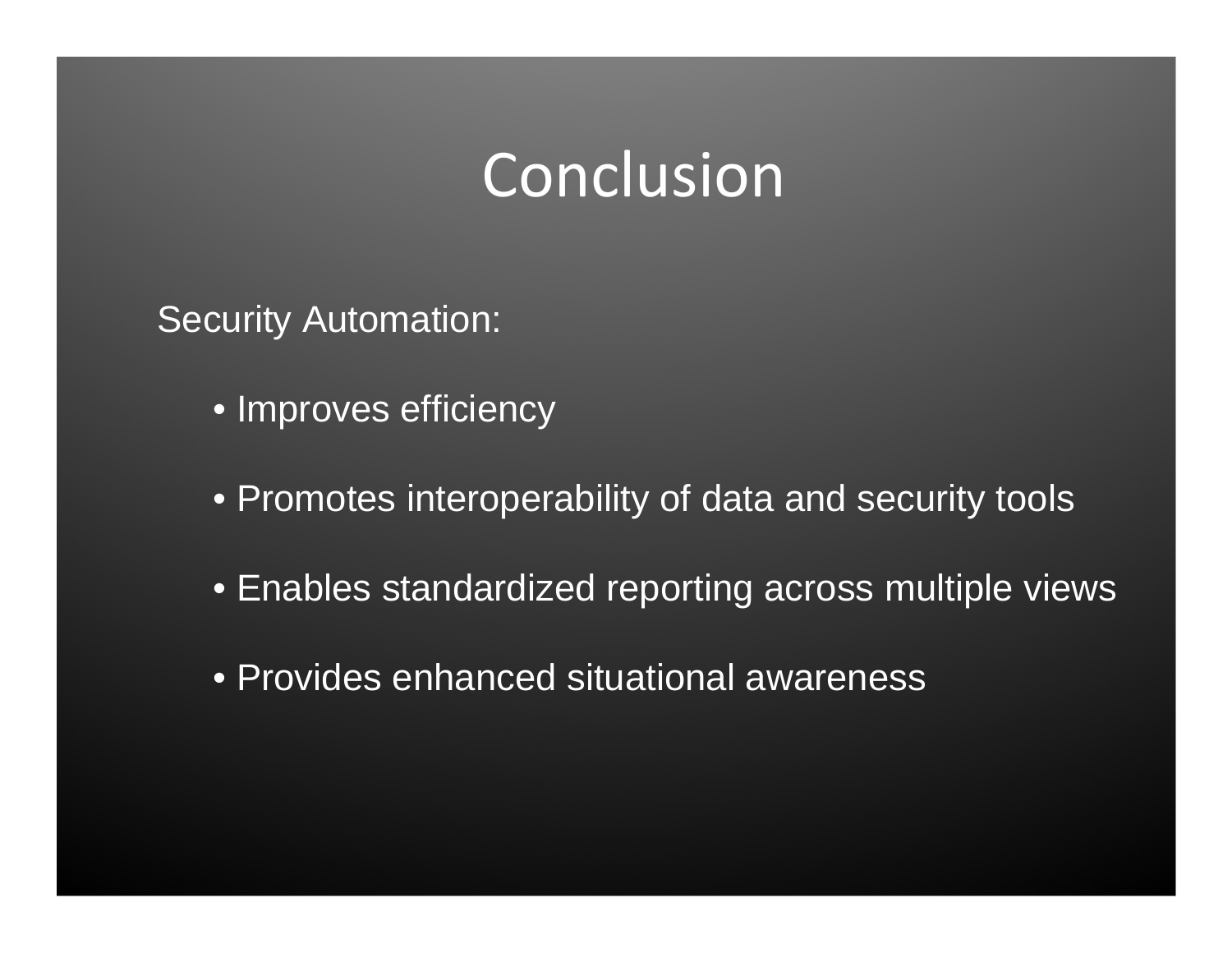# Conclusion

Security Automation:

- Improves efficiency
- Promotes interoperability of data and security tools
- Enables standardized reporting across multiple views
- Provides enhanced situational awareness